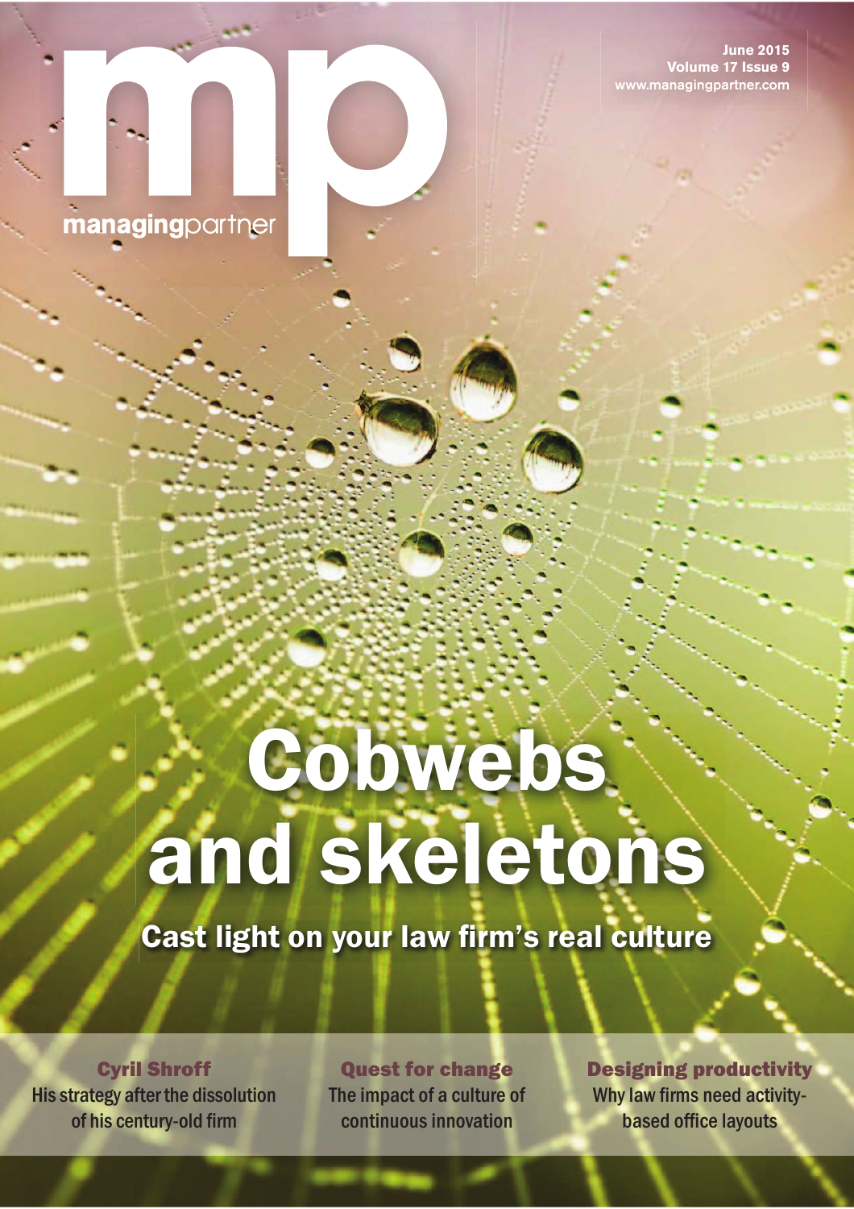# mp

managingpartner

June 2015
Volume 17 Issue 9
www.managingpartner.com

# Cobwebs and skeletons

## Cast light on your law firm's real culture

**Cyril Shroff**
His strategy after the dissolution of his century-old firm

**Quest for change**
The impact of a culture of continuous innovation

**Designing productivity**
Why law firms need activity-based office layouts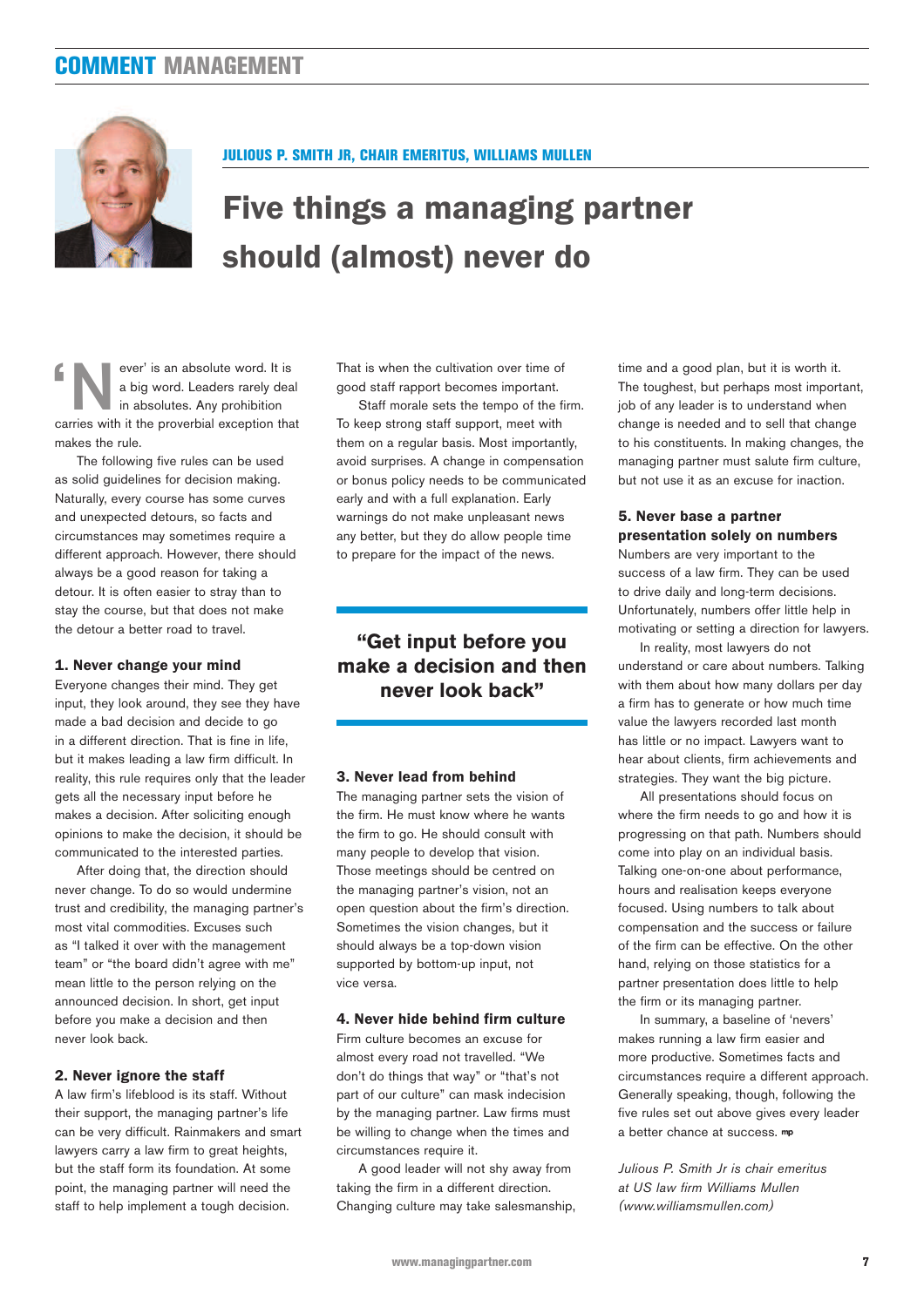COMMENT MANAGEMENT

JULIOUS P. SMITH JR, CHAIR EMERITUS, WILLIAMS MULLEN

# Five things a managing partner should (almost) never do

'Never' is an absolute word. It is a big word. Leaders rarely deal in absolutes. Any prohibition carries with it the proverbial exception that makes the rule.

The following five rules can be used as solid guidelines for decision making. Naturally, every course has some curves and unexpected detours, so facts and circumstances may sometimes require a different approach. However, there should always be a good reason for taking a detour. It is often easier to stray than to stay the course, but that does not make the detour a better road to travel.

## 1. Never change your mind

Everyone changes their mind. They get input, they look around, they see they have made a bad decision and decide to go in a different direction. That is fine in life, but it makes leading a law firm difficult. In reality, this rule requires only that the leader gets all the necessary input before he makes a decision. After soliciting enough opinions to make the decision, it should be communicated to the interested parties.

After doing that, the direction should never change. To do so would undermine trust and credibility, the managing partner's most vital commodities. Excuses such as "I talked it over with the management team" or "the board didn't agree with me" mean little to the person relying on the announced decision. In short, get input before you make a decision and then never look back.

## 2. Never ignore the staff

A law firm's lifeblood is its staff. Without their support, the managing partner's life can be very difficult. Rainmakers and smart lawyers carry a law firm to great heights, but the staff form its foundation. At some point, the managing partner will need the staff to help implement a tough decision. That is when the cultivation over time of good staff rapport becomes important.

Staff morale sets the tempo of the firm. To keep strong staff support, meet with them on a regular basis. Most importantly, avoid surprises. A change in compensation or bonus policy needs to be communicated early and with a full explanation. Early warnings do not make unpleasant news any better, but they do allow people time to prepare for the impact of the news.

> "Get input before you make a decision and then never look back"

## 3. Never lead from behind

The managing partner sets the vision of the firm. He must know where he wants the firm to go. He should consult with many people to develop that vision. Those meetings should be centred on the managing partner's vision, not an open question about the firm's direction. Sometimes the vision changes, but it should always be a top-down vision supported by bottom-up input, not vice versa.

## 4. Never hide behind firm culture

Firm culture becomes an excuse for almost every road not travelled. "We don't do things that way" or "that's not part of our culture" can mask indecision by the managing partner. Law firms must be willing to change when the times and circumstances require it.

A good leader will not shy away from taking the firm in a different direction. Changing culture may take salesmanship, time and a good plan, but it is worth it. The toughest, but perhaps most important, job of any leader is to understand when change is needed and to sell that change to his constituents. In making changes, the managing partner must salute firm culture, but not use it as an excuse for inaction.

## 5. Never base a partner presentation solely on numbers

Numbers are very important to the success of a law firm. They can be used to drive daily and long-term decisions. Unfortunately, numbers offer little help in motivating or setting a direction for lawyers.

In reality, most lawyers do not understand or care about numbers. Talking with them about how many dollars per day a firm has to generate or how much time value the lawyers recorded last month has little or no impact. Lawyers want to hear about clients, firm achievements and strategies. They want the big picture.

All presentations should focus on where the firm needs to go and how it is progressing on that path. Numbers should come into play on an individual basis. Talking one-on-one about performance, hours and realisation keeps everyone focused. Using numbers to talk about compensation and the success or failure of the firm can be effective. On the other hand, relying on those statistics for a partner presentation does little to help the firm or its managing partner.

In summary, a baseline of 'nevers' makes running a law firm easier and more productive. Sometimes facts and circumstances require a different approach. Generally speaking, though, following the five rules set out above gives every leader a better chance at success. mp

*Julious P. Smith Jr is chair emeritus at US law firm Williams Mullen (www.williamsmullen.com)*